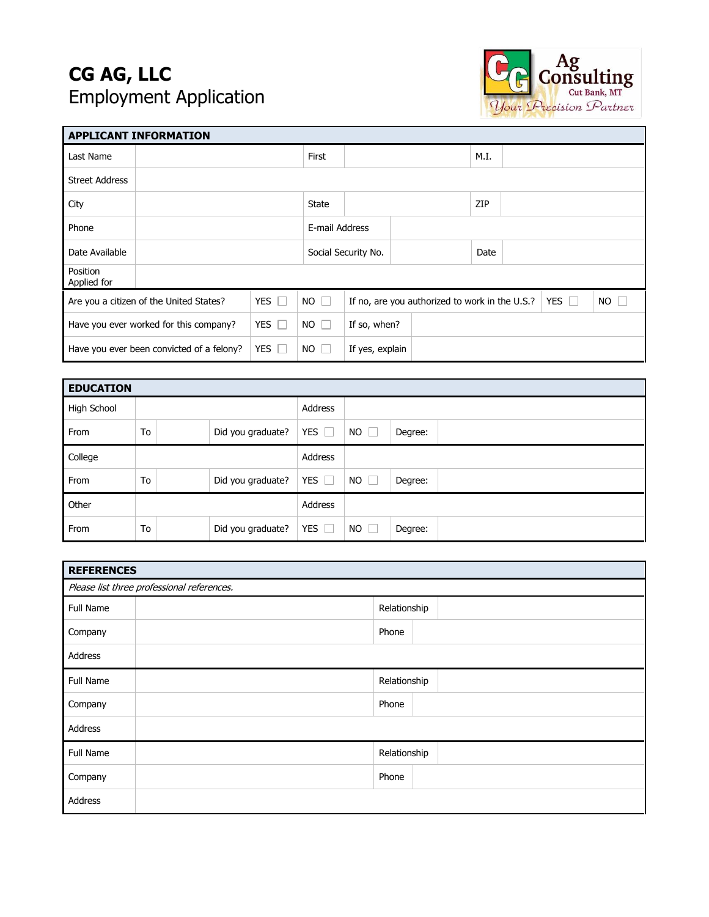# CG AG, LLC

## Employment Application

Ag Consulting
Cut Bank, MT
Your Precision Partner

| APPLICANT INFORMATION | | | | | |
|---|---|---|---|---|---|
| Last Name | | First | | M.I. | |
| Street Address | | | | | |
| City | | State | | ZIP | |
| Phone | | E-mail Address | | | |
| Date Available | | Social Security No. | | Date | |
| Position Applied for | | | | | |

| | | | | | |
|---|---|---|---|---|---|
| Are you a citizen of the United States? | YES ☐ | NO ☐ | If no, are you authorized to work in the U.S.? | YES ☐ | NO ☐ |
| Have you ever worked for this company? | YES ☐ | NO ☐ | If so, when? | | |
| Have you ever been convicted of a felony? | YES ☐ | NO ☐ | If yes, explain | | |

| EDUCATION | | | | | | | |
|---|---|---|---|---|---|---|---|
| High School | | | | Address | | | |
| From | To | | Did you graduate? | YES ☐ | NO ☐ | Degree: | |
| College | | | | Address | | | |
| From | To | | Did you graduate? | YES ☐ | NO ☐ | Degree: | |
| Other | | | | Address | | | |
| From | To | | Did you graduate? | YES ☐ | NO ☐ | Degree: | |

| REFERENCES | | | |
|---|---|---|---|
| *Please list three professional references.* | | | |
| Full Name | | Relationship | |
| Company | | Phone | |
| Address | | | |
| Full Name | | Relationship | |
| Company | | Phone | |
| Address | | | |
| Full Name | | Relationship | |
| Company | | Phone | |
| Address | | | |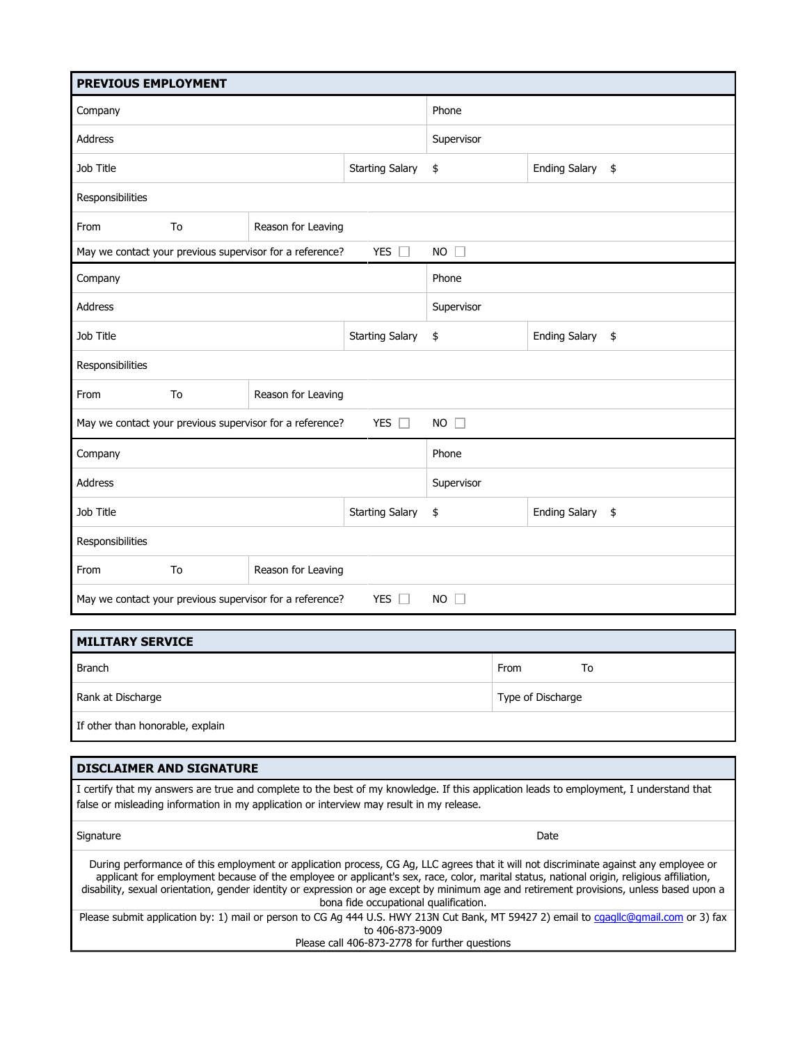## PREVIOUS EMPLOYMENT

| | | | | | |
|---|---|---|---|---|---|
| Company | | | Phone | | |
| Address | | | Supervisor | | |
| Job Title | | Starting Salary | $ | Ending Salary | $ |
| Responsibilities | | | | | |
| From | To | Reason for Leaving | | | |
| May we contact your previous supervisor for a reference? | | YES ☐ | NO ☐ | | |
| Company | | | Phone | | |
| Address | | | Supervisor | | |
| Job Title | | Starting Salary | $ | Ending Salary | $ |
| Responsibilities | | | | | |
| From | To | Reason for Leaving | | | |
| May we contact your previous supervisor for a reference? | | YES ☐ | NO ☐ | | |
| Company | | | Phone | | |
| Address | | | Supervisor | | |
| Job Title | | Starting Salary | $ | Ending Salary | $ |
| Responsibilities | | | | | |
| From | To | Reason for Leaving | | | |
| May we contact your previous supervisor for a reference? | | YES ☐ | NO ☐ | | |

## MILITARY SERVICE

| | | |
|---|---|---|
| Branch | From | To |
| Rank at Discharge | Type of Discharge | |
| If other than honorable, explain | | |

## DISCLAIMER AND SIGNATURE

I certify that my answers are true and complete to the best of my knowledge. If this application leads to employment, I understand that false or misleading information in my application or interview may result in my release.

| | |
|---|---|
| Signature | Date |

During performance of this employment or application process, CG Ag, LLC agrees that it will not discriminate against any employee or applicant for employment because of the employee or applicant's sex, race, color, marital status, national origin, religious affiliation, disability, sexual orientation, gender identity or expression or age except by minimum age and retirement provisions, unless based upon a bona fide occupational qualification.

Please submit application by: 1) mail or person to CG Ag 444 U.S. HWY 213N Cut Bank, MT 59427 2) email to cgagllc@gmail.com or 3) fax to 406-873-9009

Please call 406-873-2778 for further questions